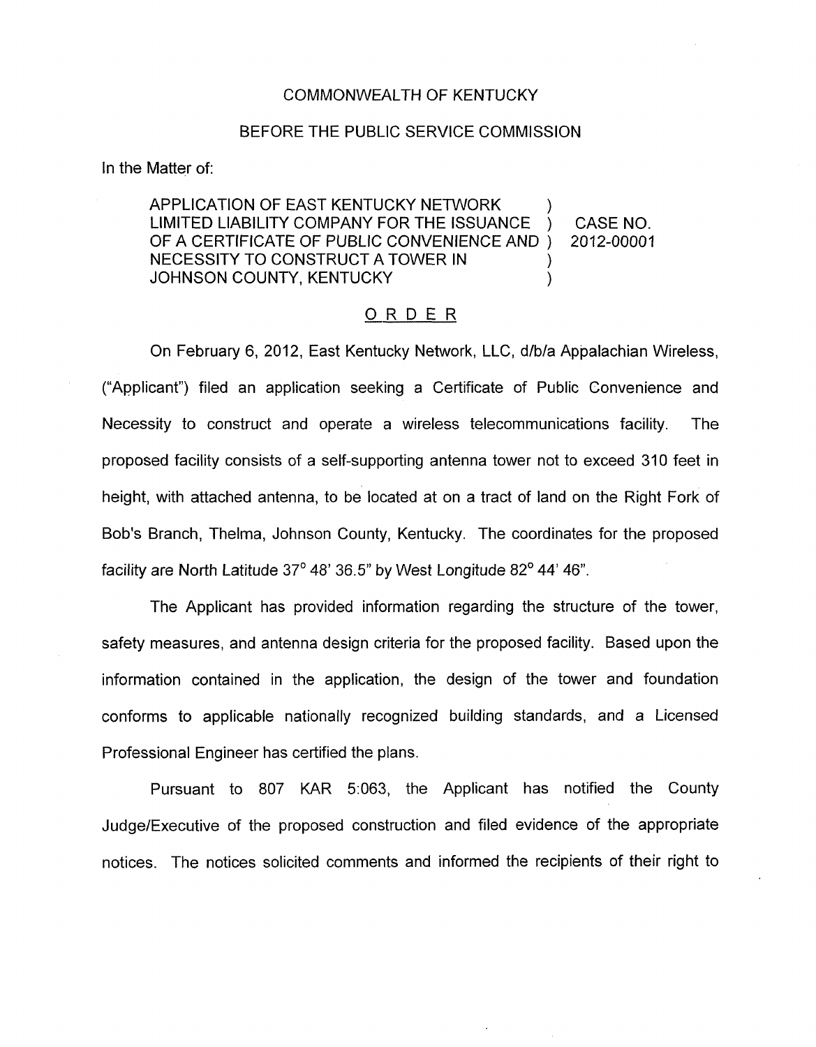COMMONWEALTH OF KENTUCKY

BEFORE THE PUBLIC SERVICE COMMISSION

In the Matter of:

| | | |
|---|---|---|
| APPLICATION OF EAST KENTUCKY NETWORK LIMITED LIABILITY COMPANY FOR THE ISSUANCE OF A CERTIFICATE OF PUBLIC CONVENIENCE AND NECESSITY TO CONSTRUCT A TOWER IN JOHNSON COUNTY, KENTUCKY | ) ) ) ) ) | CASE NO. 2012-00001 |

## ORDER

On February 6, 2012, East Kentucky Network, LLC, d/b/a Appalachian Wireless, ("Applicant") filed an application seeking a Certificate of Public Convenience and Necessity to construct and operate a wireless telecommunications facility. The proposed facility consists of a self-supporting antenna tower not to exceed 310 feet in height, with attached antenna, to be located at on a tract of land on the Right Fork of Bob's Branch, Thelma, Johnson County, Kentucky. The coordinates for the proposed facility are North Latitude 37° 48' 36.5" by West Longitude 82° 44' 46".

The Applicant has provided information regarding the structure of the tower, safety measures, and antenna design criteria for the proposed facility. Based upon the information contained in the application, the design of the tower and foundation conforms to applicable nationally recognized building standards, and a Licensed Professional Engineer has certified the plans.

Pursuant to 807 KAR 5:063, the Applicant has notified the County Judge/Executive of the proposed construction and filed evidence of the appropriate notices. The notices solicited comments and informed the recipients of their right to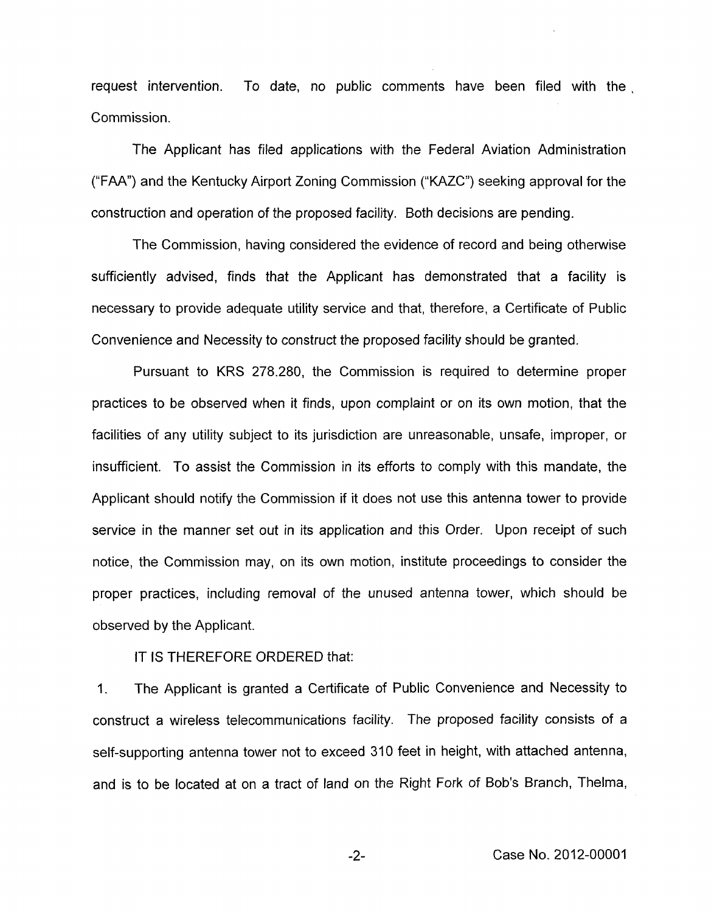request intervention. To date, no public comments have been filed with the Commission.

The Applicant has filed applications with the Federal Aviation Administration ("FAA") and the Kentucky Airport Zoning Commission ("KAZC") seeking approval for the construction and operation of the proposed facility. Both decisions are pending.

The Commission, having considered the evidence of record and being otherwise sufficiently advised, finds that the Applicant has demonstrated that a facility is necessary to provide adequate utility service and that, therefore, a Certificate of Public Convenience and Necessity to construct the proposed facility should be granted.

Pursuant to KRS 278.280, the Commission is required to determine proper practices to be observed when it finds, upon complaint or on its own motion, that the facilities of any utility subject to its jurisdiction are unreasonable, unsafe, improper, or insufficient. To assist the Commission in its efforts to comply with this mandate, the Applicant should notify the Commission if it does not use this antenna tower to provide service in the manner set out in its application and this Order. Upon receipt of such notice, the Commission may, on its own motion, institute proceedings to consider the proper practices, including removal of the unused antenna tower, which should be observed by the Applicant.

IT IS THEREFORE ORDERED that:

1. The Applicant is granted a Certificate of Public Convenience and Necessity to construct a wireless telecommunications facility. The proposed facility consists of a self-supporting antenna tower not to exceed 310 feet in height, with attached antenna, and is to be located at on a tract of land on the Right Fork of Bob's Branch, Thelma,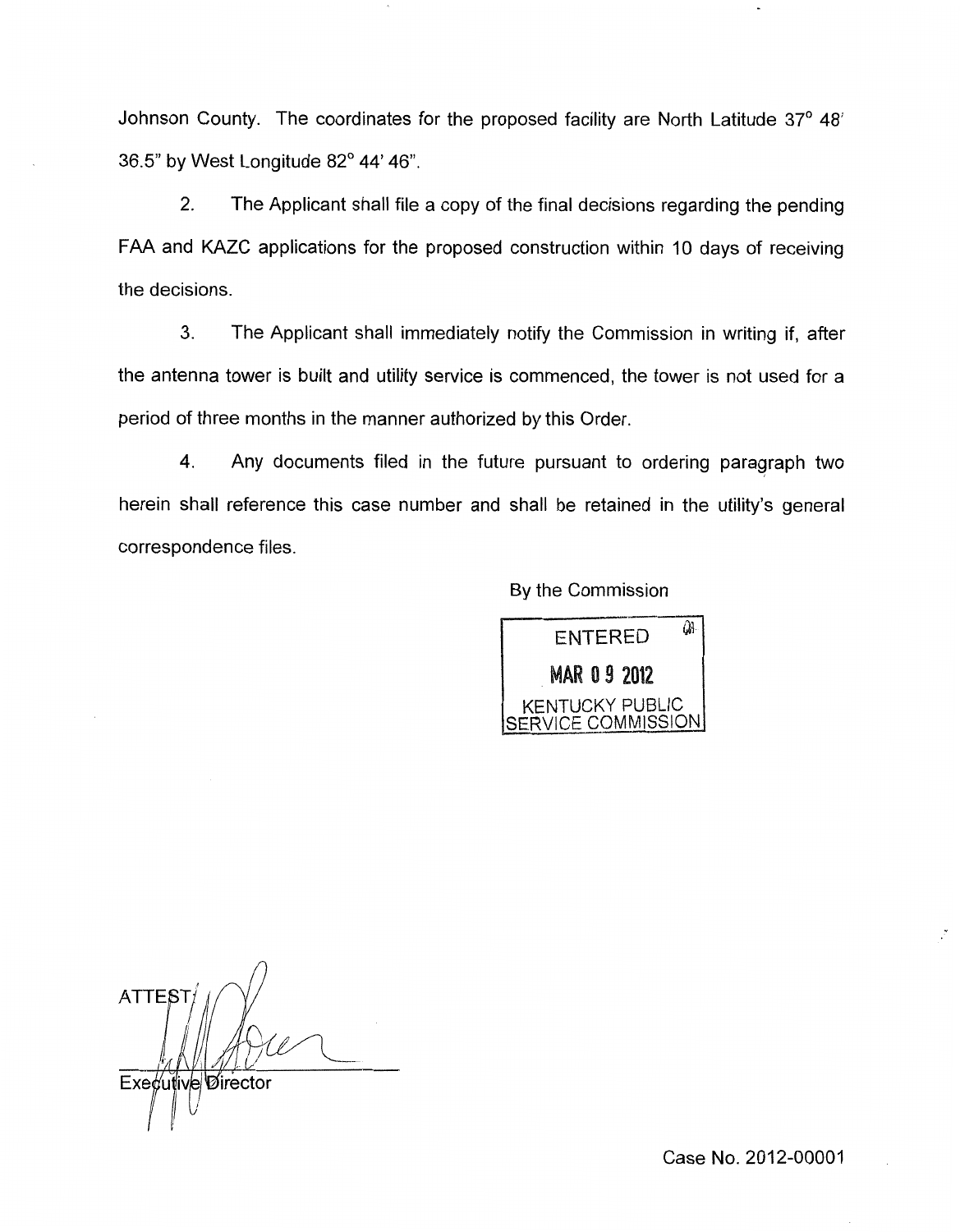Johnson County. The coordinates for the proposed facility are North Latitude 37° 48' 36.5" by West Longitude 82° 44' 46".

2. The Applicant shall file a copy of the final decisions regarding the pending FAA and KAZC applications for the proposed construction within 10 days of receiving the decisions.

3. The Applicant shall immediately notify the Commission in writing if, after the antenna tower is built and utility service is commenced, the tower is not used for a period of three months in the manner authorized by this Order.

4. Any documents filed in the future pursuant to ordering paragraph two herein shall reference this case number and shall be retained in the utility's general correspondence files.

By the Commission

ENTERED
MAR 09 2012
KENTUCKY PUBLIC SERVICE COMMISSION

ATTEST:

Executive Director

Case No. 2012-00001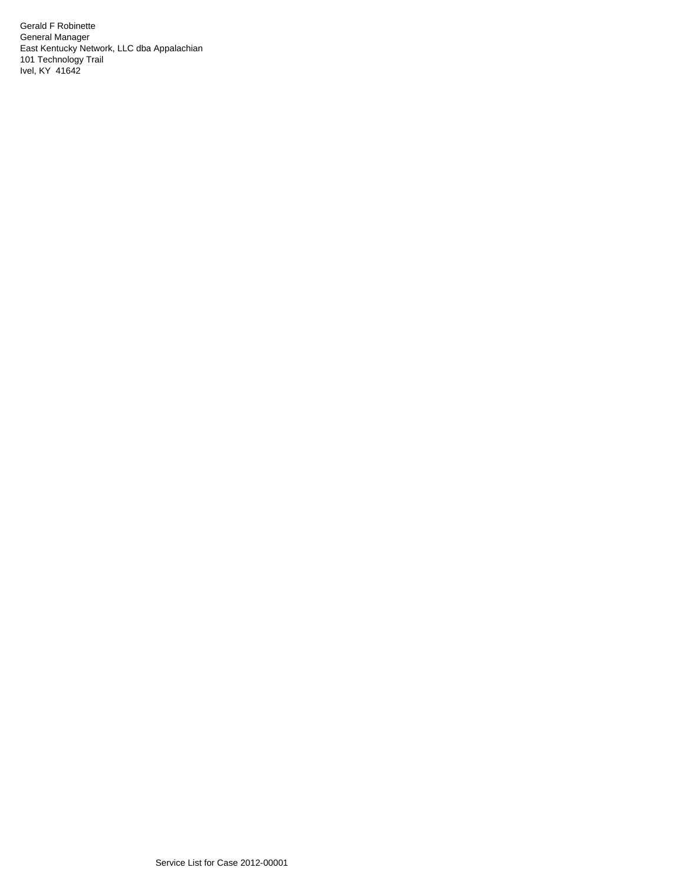Gerald F Robinette
General Manager
East Kentucky Network, LLC dba Appalachian
101 Technology Trail
Ivel, KY  41642